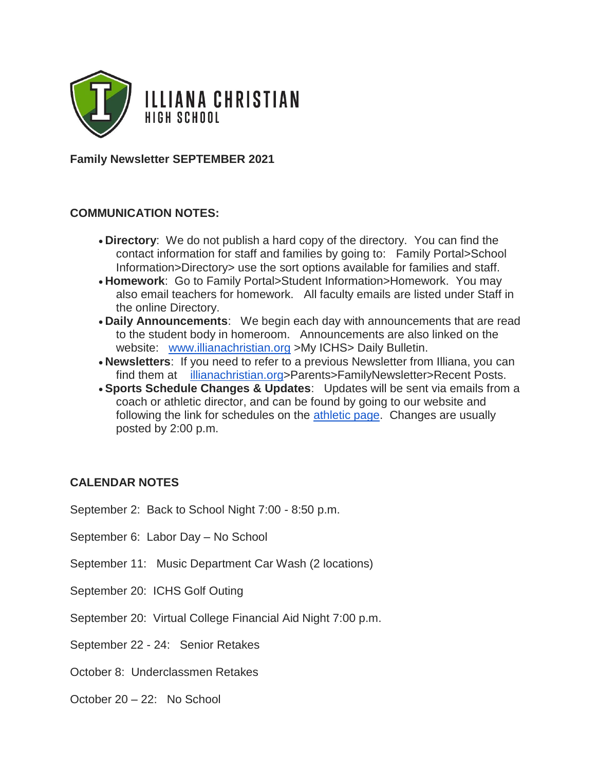# ILLIANA CHRISTIAN HIGH SCHOOL

**Family Newsletter SEPTEMBER 2021**

## COMMUNICATION NOTES:

- **Directory**: We do not publish a hard copy of the directory. You can find the contact information for staff and families by going to: Family Portal>School Information>Directory> use the sort options available for families and staff.
- **Homework**: Go to Family Portal>Student Information>Homework. You may also email teachers for homework. All faculty emails are listed under Staff in the online Directory.
- **Daily Announcements**: We begin each day with announcements that are read to the student body in homeroom. Announcements are also linked on the website: www.illianachristian.org >My ICHS> Daily Bulletin.
- **Newsletters**: If you need to refer to a previous Newsletter from Illiana, you can find them at illianachristian.org>Parents>FamilyNewsletter>Recent Posts.
- **Sports Schedule Changes & Updates**: Updates will be sent via emails from a coach or athletic director, and can be found by going to our website and following the link for schedules on the athletic page. Changes are usually posted by 2:00 p.m.

## CALENDAR NOTES

September 2: Back to School Night 7:00 - 8:50 p.m.

September 6: Labor Day – No School

September 11: Music Department Car Wash (2 locations)

September 20: ICHS Golf Outing

September 20: Virtual College Financial Aid Night 7:00 p.m.

September 22 - 24: Senior Retakes

October 8: Underclassmen Retakes

October 20 – 22: No School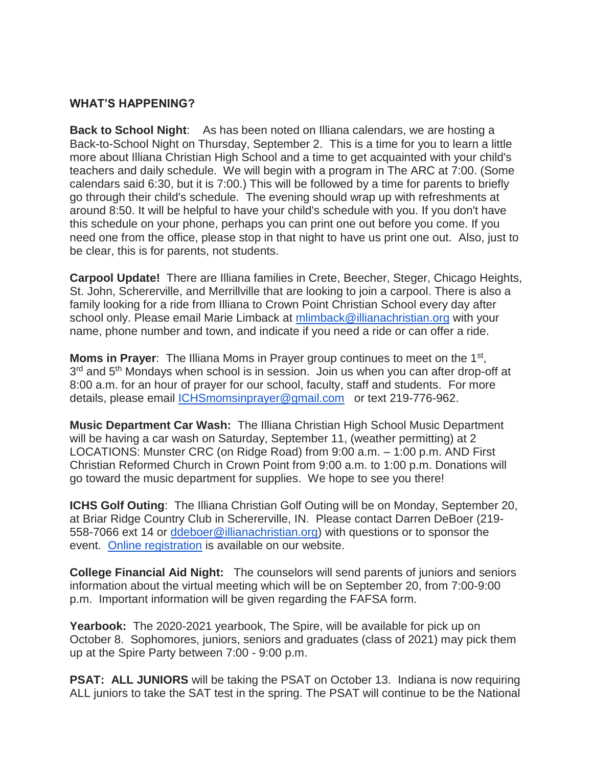**WHAT'S HAPPENING?**

**Back to School Night**: As has been noted on Illiana calendars, we are hosting a Back-to-School Night on Thursday, September 2. This is a time for you to learn a little more about Illiana Christian High School and a time to get acquainted with your child's teachers and daily schedule. We will begin with a program in The ARC at 7:00. (Some calendars said 6:30, but it is 7:00.) This will be followed by a time for parents to briefly go through their child's schedule. The evening should wrap up with refreshments at around 8:50. It will be helpful to have your child's schedule with you. If you don't have this schedule on your phone, perhaps you can print one out before you come. If you need one from the office, please stop in that night to have us print one out. Also, just to be clear, this is for parents, not students.

**Carpool Update!** There are Illiana families in Crete, Beecher, Steger, Chicago Heights, St. John, Schererville, and Merrillville that are looking to join a carpool. There is also a family looking for a ride from Illiana to Crown Point Christian School every day after school only. Please email Marie Limback at mlimback@illianachristian.org with your name, phone number and town, and indicate if you need a ride or can offer a ride.

**Moms in Prayer**: The Illiana Moms in Prayer group continues to meet on the 1st, 3rd and 5th Mondays when school is in session. Join us when you can after drop-off at 8:00 a.m. for an hour of prayer for our school, faculty, staff and students. For more details, please email ICHSmomsinprayer@gmail.com or text 219-776-962.

**Music Department Car Wash:** The Illiana Christian High School Music Department will be having a car wash on Saturday, September 11, (weather permitting) at 2 LOCATIONS: Munster CRC (on Ridge Road) from 9:00 a.m. – 1:00 p.m. AND First Christian Reformed Church in Crown Point from 9:00 a.m. to 1:00 p.m. Donations will go toward the music department for supplies. We hope to see you there!

**ICHS Golf Outing**: The Illiana Christian Golf Outing will be on Monday, September 20, at Briar Ridge Country Club in Schererville, IN. Please contact Darren DeBoer (219-558-7066 ext 14 or ddeboer@illianachristian.org) with questions or to sponsor the event. Online registration is available on our website.

**College Financial Aid Night:** The counselors will send parents of juniors and seniors information about the virtual meeting which will be on September 20, from 7:00-9:00 p.m. Important information will be given regarding the FAFSA form.

**Yearbook:** The 2020-2021 yearbook, The Spire, will be available for pick up on October 8. Sophomores, juniors, seniors and graduates (class of 2021) may pick them up at the Spire Party between 7:00 - 9:00 p.m.

**PSAT: ALL JUNIORS** will be taking the PSAT on October 13. Indiana is now requiring ALL juniors to take the SAT test in the spring. The PSAT will continue to be the National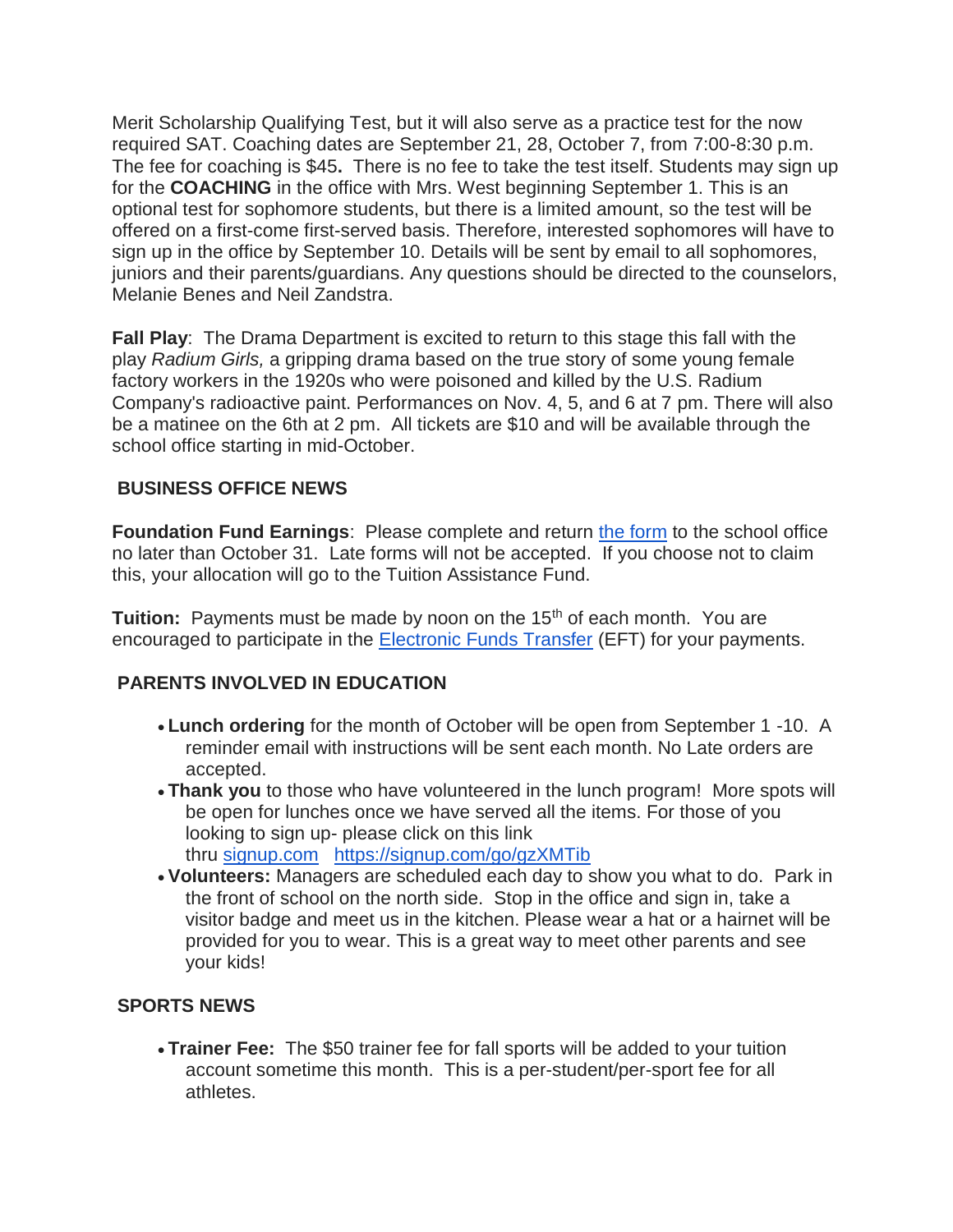Merit Scholarship Qualifying Test, but it will also serve as a practice test for the now required SAT. Coaching dates are September 21, 28, October 7, from 7:00-8:30 p.m. The fee for coaching is $45**.** There is no fee to take the test itself. Students may sign up for the **COACHING** in the office with Mrs. West beginning September 1. This is an optional test for sophomore students, but there is a limited amount, so the test will be offered on a first-come first-served basis. Therefore, interested sophomores will have to sign up in the office by September 10. Details will be sent by email to all sophomores, juniors and their parents/guardians. Any questions should be directed to the counselors, Melanie Benes and Neil Zandstra.

**Fall Play**: The Drama Department is excited to return to this stage this fall with the play *Radium Girls,* a gripping drama based on the true story of some young female factory workers in the 1920s who were poisoned and killed by the U.S. Radium Company's radioactive paint. Performances on Nov. 4, 5, and 6 at 7 pm. There will also be a matinee on the 6th at 2 pm. All tickets are $10 and will be available through the school office starting in mid-October.

## BUSINESS OFFICE NEWS

**Foundation Fund Earnings**: Please complete and return the form to the school office no later than October 31. Late forms will not be accepted. If you choose not to claim this, your allocation will go to the Tuition Assistance Fund.

**Tuition:** Payments must be made by noon on the 15th of each month. You are encouraged to participate in the Electronic Funds Transfer (EFT) for your payments.

## PARENTS INVOLVED IN EDUCATION

- **Lunch ordering** for the month of October will be open from September 1 -10. A reminder email with instructions will be sent each month. No Late orders are accepted.
- **Thank you** to those who have volunteered in the lunch program! More spots will be open for lunches once we have served all the items. For those of you looking to sign up- please click on this link thru signup.com https://signup.com/go/gzXMTib
- **Volunteers:** Managers are scheduled each day to show you what to do. Park in the front of school on the north side. Stop in the office and sign in, take a visitor badge and meet us in the kitchen. Please wear a hat or a hairnet will be provided for you to wear. This is a great way to meet other parents and see your kids!

## SPORTS NEWS

- **Trainer Fee:** The $50 trainer fee for fall sports will be added to your tuition account sometime this month. This is a per-student/per-sport fee for all athletes.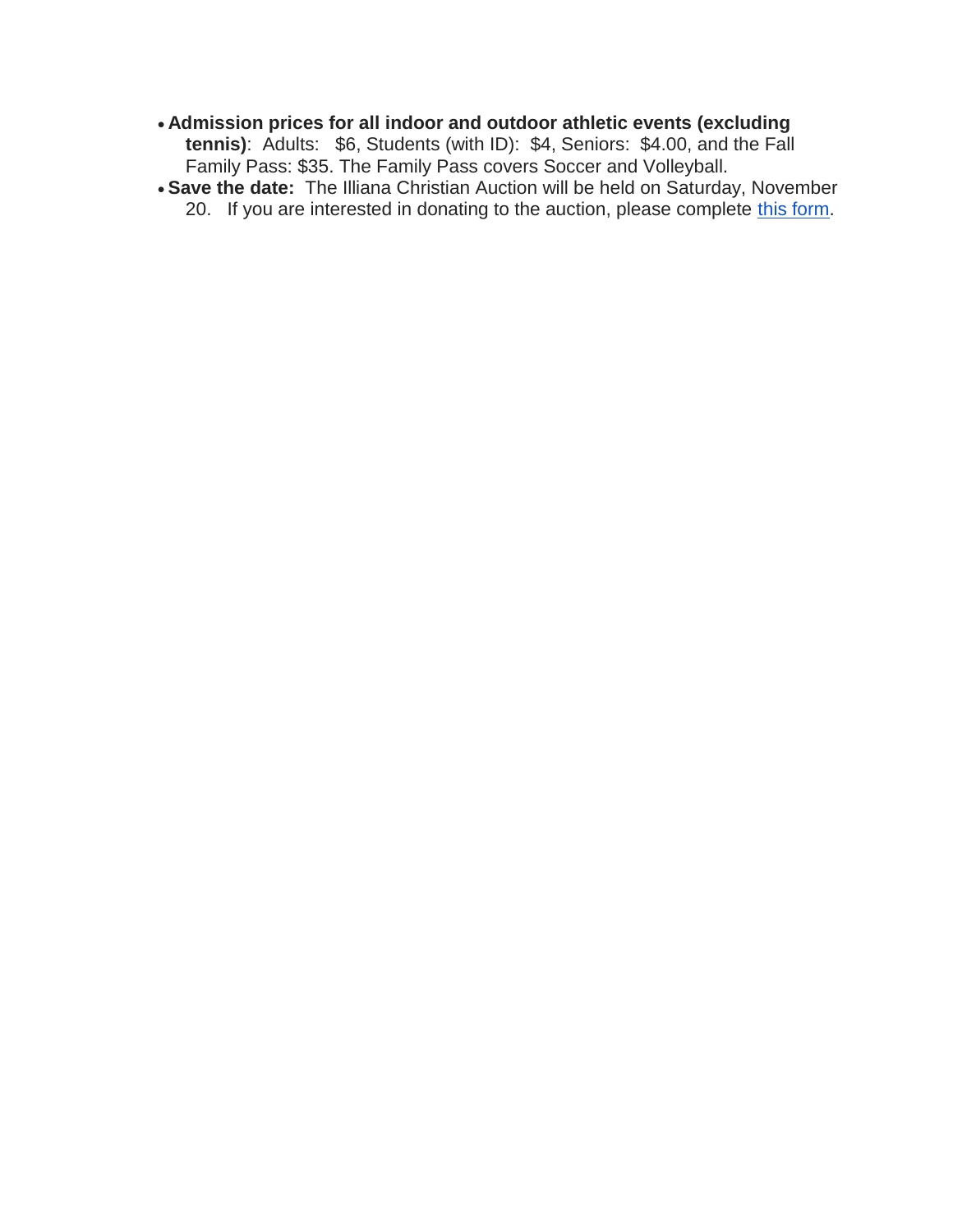- **Admission prices for all indoor and outdoor athletic events (excluding tennis)**: Adults: $6, Students (with ID): $4, Seniors: $4.00, and the Fall Family Pass: $35. The Family Pass covers Soccer and Volleyball.
- **Save the date:** The Illiana Christian Auction will be held on Saturday, November 20. If you are interested in donating to the auction, please complete this form.